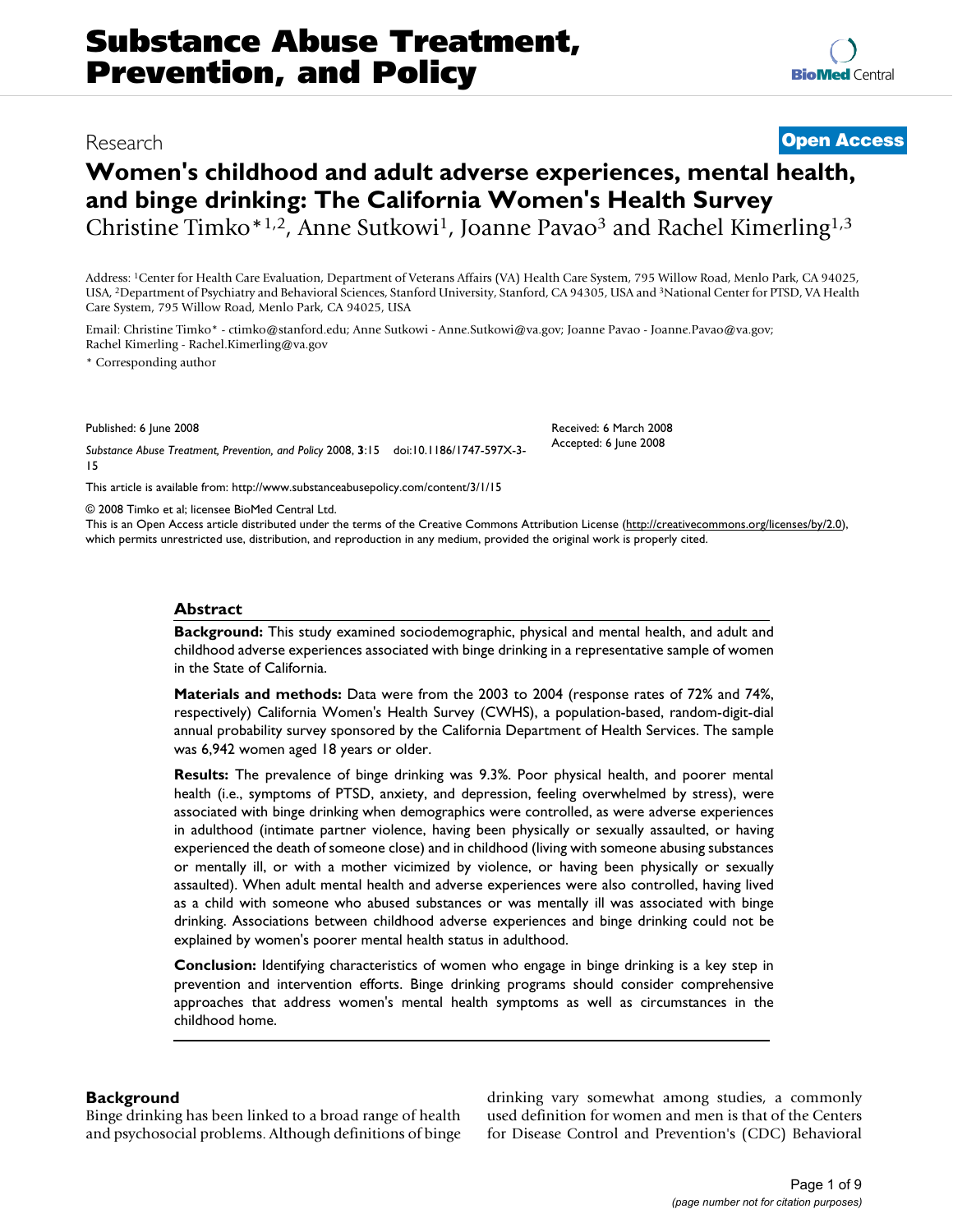# Substance Abuse Treatment, Prevention, and Policy

Research

**Open Access**

## Women's childhood and adult adverse experiences, mental health, and binge drinking: The California Women's Health Survey

Christine Timko*[1,2], Anne Sutkowi[1], Joanne Pavao[3] and Rachel Kimerling[1,3]

Address: [1]Center for Health Care Evaluation, Department of Veterans Affairs (VA) Health Care System, 795 Willow Road, Menlo Park, CA 94025, USA, [2]Department of Psychiatry and Behavioral Sciences, Stanford University, Stanford, CA 94305, USA and [3]National Center for PTSD, VA Health Care System, 795 Willow Road, Menlo Park, CA 94025, USA

Email: Christine Timko* - ctimko@stanford.edu; Anne Sutkowi - Anne.Sutkowi@va.gov; Joanne Pavao - Joanne.Pavao@va.gov; Rachel Kimerling - Rachel.Kimerling@va.gov

\* Corresponding author

Published: 6 June 2008

*Substance Abuse Treatment, Prevention, and Policy* 2008, **3**:15 doi:10.1186/1747-597X-3-15

Received: 6 March 2008
Accepted: 6 June 2008

This article is available from: http://www.substanceabusepolicy.com/content/3/1/15

© 2008 Timko et al; licensee BioMed Central Ltd.
This is an Open Access article distributed under the terms of the Creative Commons Attribution License (http://creativecommons.org/licenses/by/2.0), which permits unrestricted use, distribution, and reproduction in any medium, provided the original work is properly cited.

### Abstract

**Background:** This study examined sociodemographic, physical and mental health, and adult and childhood adverse experiences associated with binge drinking in a representative sample of women in the State of California.

**Materials and methods:** Data were from the 2003 to 2004 (response rates of 72% and 74%, respectively) California Women's Health Survey (CWHS), a population-based, random-digit-dial annual probability survey sponsored by the California Department of Health Services. The sample was 6,942 women aged 18 years or older.

**Results:** The prevalence of binge drinking was 9.3%. Poor physical health, and poorer mental health (i.e., symptoms of PTSD, anxiety, and depression, feeling overwhelmed by stress), were associated with binge drinking when demographics were controlled, as were adverse experiences in adulthood (intimate partner violence, having been physically or sexually assaulted, or having experienced the death of someone close) and in childhood (living with someone abusing substances or mentally ill, or with a mother vicimized by violence, or having been physically or sexually assaulted). When adult mental health and adverse experiences were also controlled, having lived as a child with someone who abused substances or was mentally ill was associated with binge drinking. Associations between childhood adverse experiences and binge drinking could not be explained by women's poorer mental health status in adulthood.

**Conclusion:** Identifying characteristics of women who engage in binge drinking is a key step in prevention and intervention efforts. Binge drinking programs should consider comprehensive approaches that address women's mental health symptoms as well as circumstances in the childhood home.

### Background

Binge drinking has been linked to a broad range of health and psychosocial problems. Although definitions of binge drinking vary somewhat among studies, a commonly used definition for women and men is that of the Centers for Disease Control and Prevention's (CDC) Behavioral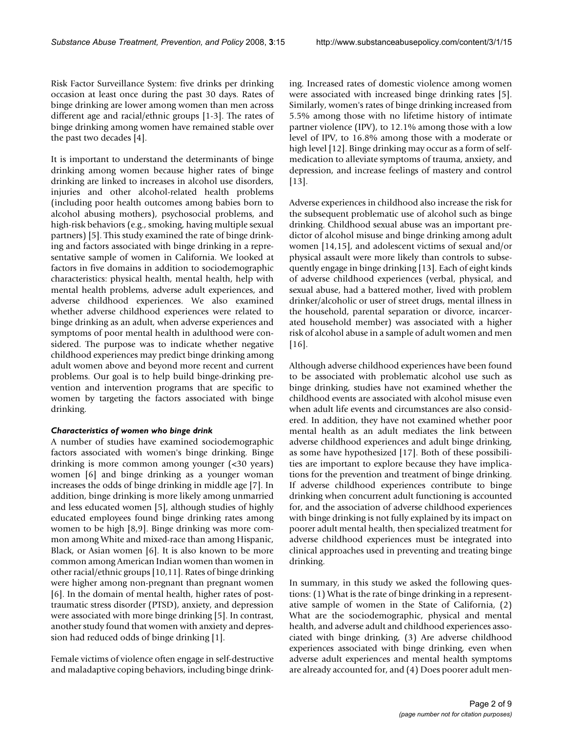Risk Factor Surveillance System: five drinks per drinking occasion at least once during the past 30 days. Rates of binge drinking are lower among women than men across different age and racial/ethnic groups [1-3]. The rates of binge drinking among women have remained stable over the past two decades [4].

It is important to understand the determinants of binge drinking among women because higher rates of binge drinking are linked to increases in alcohol use disorders, injuries and other alcohol-related health problems (including poor health outcomes among babies born to alcohol abusing mothers), psychosocial problems, and high-risk behaviors (e.g., smoking, having multiple sexual partners) [5]. This study examined the rate of binge drinking and factors associated with binge drinking in a representative sample of women in California. We looked at factors in five domains in addition to sociodemographic characteristics: physical health, mental health, help with mental health problems, adverse adult experiences, and adverse childhood experiences. We also examined whether adverse childhood experiences were related to binge drinking as an adult, when adverse experiences and symptoms of poor mental health in adulthood were considered. The purpose was to indicate whether negative childhood experiences may predict binge drinking among adult women above and beyond more recent and current problems. Our goal is to help build binge-drinking prevention and intervention programs that are specific to women by targeting the factors associated with binge drinking.

### *Characteristics of women who binge drink*

A number of studies have examined sociodemographic factors associated with women's binge drinking. Binge drinking is more common among younger (<30 years) women [6] and binge drinking as a younger woman increases the odds of binge drinking in middle age [7]. In addition, binge drinking is more likely among unmarried and less educated women [5], although studies of highly educated employees found binge drinking rates among women to be high [8,9]. Binge drinking was more common among White and mixed-race than among Hispanic, Black, or Asian women [6]. It is also known to be more common among American Indian women than women in other racial/ethnic groups [10,11]. Rates of binge drinking were higher among non-pregnant than pregnant women [6]. In the domain of mental health, higher rates of post-traumatic stress disorder (PTSD), anxiety, and depression were associated with more binge drinking [5]. In contrast, another study found that women with anxiety and depression had reduced odds of binge drinking [1].

Female victims of violence often engage in self-destructive and maladaptive coping behaviors, including binge drinking. Increased rates of domestic violence among women were associated with increased binge drinking rates [5]. Similarly, women's rates of binge drinking increased from 5.5% among those with no lifetime history of intimate partner violence (IPV), to 12.1% among those with a low level of IPV, to 16.8% among those with a moderate or high level [12]. Binge drinking may occur as a form of self-medication to alleviate symptoms of trauma, anxiety, and depression, and increase feelings of mastery and control [13].

Adverse experiences in childhood also increase the risk for the subsequent problematic use of alcohol such as binge drinking. Childhood sexual abuse was an important predictor of alcohol misuse and binge drinking among adult women [14,15], and adolescent victims of sexual and/or physical assault were more likely than controls to subsequently engage in binge drinking [13]. Each of eight kinds of adverse childhood experiences (verbal, physical, and sexual abuse, had a battered mother, lived with problem drinker/alcoholic or user of street drugs, mental illness in the household, parental separation or divorce, incarcerated household member) was associated with a higher risk of alcohol abuse in a sample of adult women and men [16].

Although adverse childhood experiences have been found to be associated with problematic alcohol use such as binge drinking, studies have not examined whether the childhood events are associated with alcohol misuse even when adult life events and circumstances are also considered. In addition, they have not examined whether poor mental health as an adult mediates the link between adverse childhood experiences and adult binge drinking, as some have hypothesized [17]. Both of these possibilities are important to explore because they have implications for the prevention and treatment of binge drinking. If adverse childhood experiences contribute to binge drinking when concurrent adult functioning is accounted for, and the association of adverse childhood experiences with binge drinking is not fully explained by its impact on poorer adult mental health, then specialized treatment for adverse childhood experiences must be integrated into clinical approaches used in preventing and treating binge drinking.

In summary, in this study we asked the following questions: (1) What is the rate of binge drinking in a representative sample of women in the State of California, (2) What are the sociodemographic, physical and mental health, and adverse adult and childhood experiences associated with binge drinking, (3) Are adverse childhood experiences associated with binge drinking, even when adverse adult experiences and mental health symptoms are already accounted for, and (4) Does poorer adult men-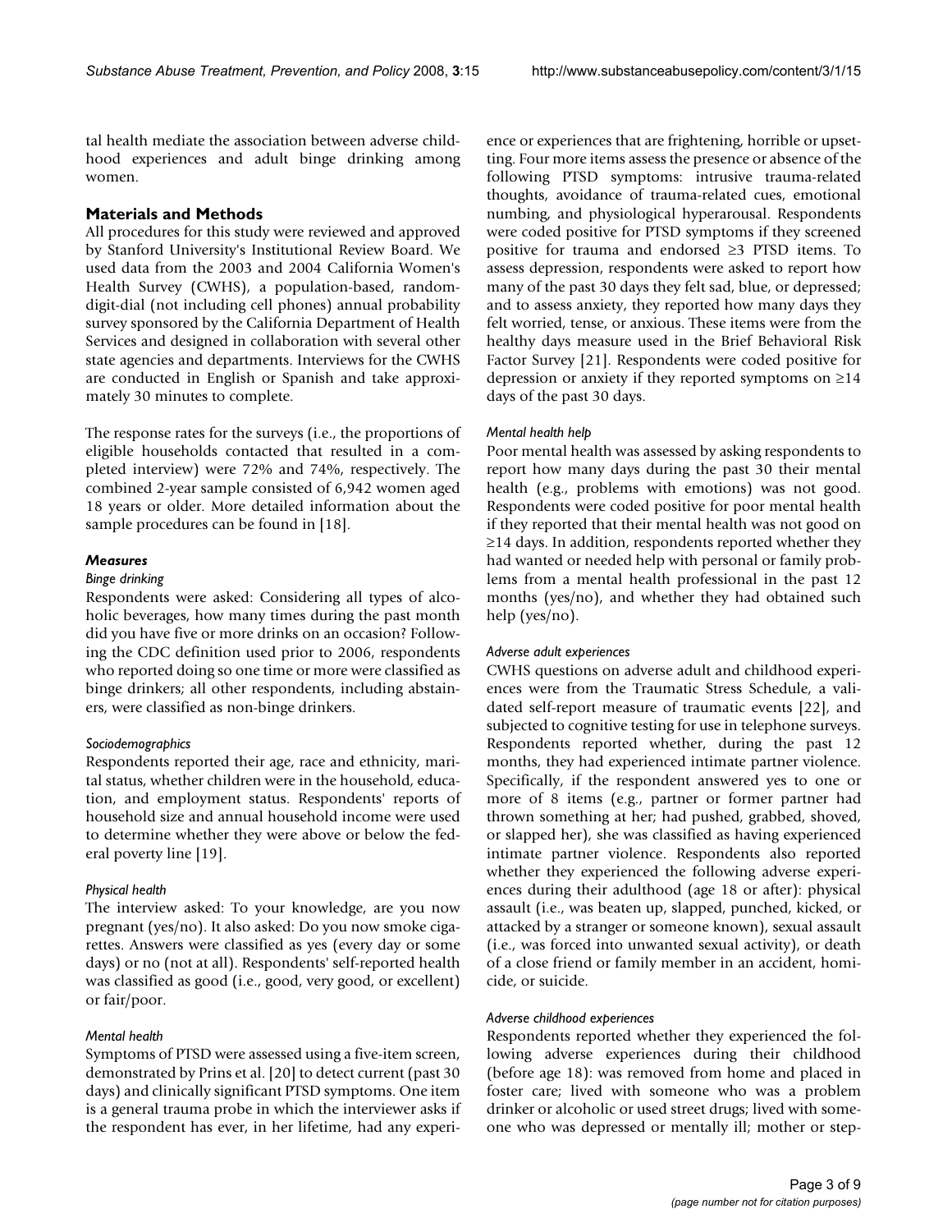tal health mediate the association between adverse childhood experiences and adult binge drinking among women.

## Materials and Methods

All procedures for this study were reviewed and approved by Stanford University's Institutional Review Board. We used data from the 2003 and 2004 California Women's Health Survey (CWHS), a population-based, random-digit-dial (not including cell phones) annual probability survey sponsored by the California Department of Health Services and designed in collaboration with several other state agencies and departments. Interviews for the CWHS are conducted in English or Spanish and take approximately 30 minutes to complete.

The response rates for the surveys (i.e., the proportions of eligible households contacted that resulted in a completed interview) were 72% and 74%, respectively. The combined 2-year sample consisted of 6,942 women aged 18 years or older. More detailed information about the sample procedures can be found in [18].

### *Measures*

#### *Binge drinking*

Respondents were asked: Considering all types of alcoholic beverages, how many times during the past month did you have five or more drinks on an occasion? Following the CDC definition used prior to 2006, respondents who reported doing so one time or more were classified as binge drinkers; all other respondents, including abstainers, were classified as non-binge drinkers.

#### *Sociodemographics*

Respondents reported their age, race and ethnicity, marital status, whether children were in the household, education, and employment status. Respondents' reports of household size and annual household income were used to determine whether they were above or below the federal poverty line [19].

#### *Physical health*

The interview asked: To your knowledge, are you now pregnant (yes/no). It also asked: Do you now smoke cigarettes. Answers were classified as yes (every day or some days) or no (not at all). Respondents' self-reported health was classified as good (i.e., good, very good, or excellent) or fair/poor.

#### *Mental health*

Symptoms of PTSD were assessed using a five-item screen, demonstrated by Prins et al. [20] to detect current (past 30 days) and clinically significant PTSD symptoms. One item is a general trauma probe in which the interviewer asks if the respondent has ever, in her lifetime, had any experience or experiences that are frightening, horrible or upsetting. Four more items assess the presence or absence of the following PTSD symptoms: intrusive trauma-related thoughts, avoidance of trauma-related cues, emotional numbing, and physiological hyperarousal. Respondents were coded positive for PTSD symptoms if they screened positive for trauma and endorsed ≥3 PTSD items. To assess depression, respondents were asked to report how many of the past 30 days they felt sad, blue, or depressed; and to assess anxiety, they reported how many days they felt worried, tense, or anxious. These items were from the healthy days measure used in the Brief Behavioral Risk Factor Survey [21]. Respondents were coded positive for depression or anxiety if they reported symptoms on ≥14 days of the past 30 days.

#### *Mental health help*

Poor mental health was assessed by asking respondents to report how many days during the past 30 their mental health (e.g., problems with emotions) was not good. Respondents were coded positive for poor mental health if they reported that their mental health was not good on ≥14 days. In addition, respondents reported whether they had wanted or needed help with personal or family problems from a mental health professional in the past 12 months (yes/no), and whether they had obtained such help (yes/no).

#### *Adverse adult experiences*

CWHS questions on adverse adult and childhood experiences were from the Traumatic Stress Schedule, a validated self-report measure of traumatic events [22], and subjected to cognitive testing for use in telephone surveys. Respondents reported whether, during the past 12 months, they had experienced intimate partner violence. Specifically, if the respondent answered yes to one or more of 8 items (e.g., partner or former partner had thrown something at her; had pushed, grabbed, shoved, or slapped her), she was classified as having experienced intimate partner violence. Respondents also reported whether they experienced the following adverse experiences during their adulthood (age 18 or after): physical assault (i.e., was beaten up, slapped, punched, kicked, or attacked by a stranger or someone known), sexual assault (i.e., was forced into unwanted sexual activity), or death of a close friend or family member in an accident, homicide, or suicide.

#### *Adverse childhood experiences*

Respondents reported whether they experienced the following adverse experiences during their childhood (before age 18): was removed from home and placed in foster care; lived with someone who was a problem drinker or alcoholic or used street drugs; lived with someone who was depressed or mentally ill; mother or step-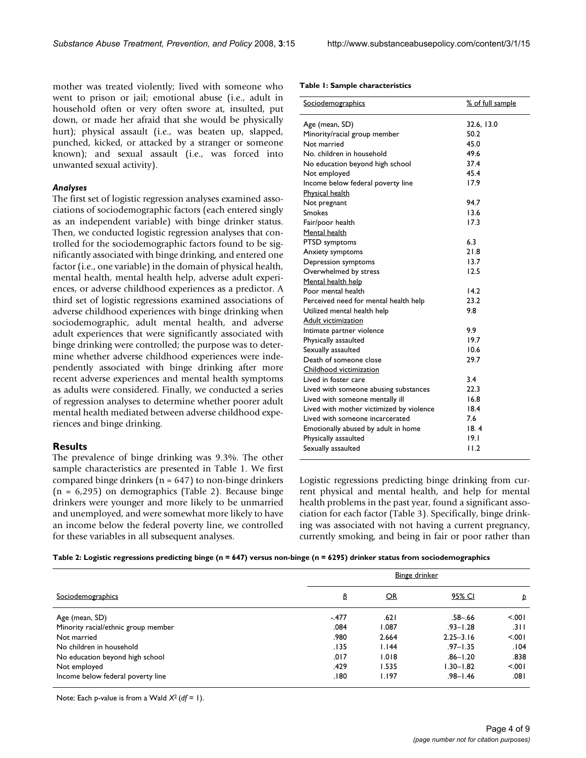mother was treated violently; lived with someone who went to prison or jail; emotional abuse (i.e., adult in household often or very often swore at, insulted, put down, or made her afraid that she would be physically hurt); physical assault (i.e., was beaten up, slapped, punched, kicked, or attacked by a stranger or someone known); and sexual assault (i.e., was forced into unwanted sexual activity).

### *Analyses*

The first set of logistic regression analyses examined associations of sociodemographic factors (each entered singly as an independent variable) with binge drinker status. Then, we conducted logistic regression analyses that controlled for the sociodemographic factors found to be significantly associated with binge drinking, and entered one factor (i.e., one variable) in the domain of physical health, mental health, mental health help, adverse adult experiences, or adverse childhood experiences as a predictor. A third set of logistic regressions examined associations of adverse childhood experiences with binge drinking when sociodemographic, adult mental health, and adverse adult experiences that were significantly associated with binge drinking were controlled; the purpose was to determine whether adverse childhood experiences were independently associated with binge drinking after more recent adverse experiences and mental health symptoms as adults were considered. Finally, we conducted a series of regression analyses to determine whether poorer adult mental health mediated between adverse childhood experiences and binge drinking.

## Results

The prevalence of binge drinking was 9.3%. The other sample characteristics are presented in Table 1. We first compared binge drinkers (n = 647) to non-binge drinkers (n = 6,295) on demographics (Table 2). Because binge drinkers were younger and more likely to be unmarried and unemployed, and were somewhat more likely to have an income below the federal poverty line, we controlled for these variables in all subsequent analyses.

**Table 1: Sample characteristics**

| Sociodemographics | % of full sample |
|---|---|
| Age (mean, SD) | 32.6, 13.0 |
| Minority/racial group member | 50.2 |
| Not married | 45.0 |
| No. children in household | 49.6 |
| No education beyond high school | 37.4 |
| Not employed | 45.4 |
| Income below federal poverty line | 17.9 |
| Physical health | |
| Not pregnant | 94.7 |
| Smokes | 13.6 |
| Fair/poor health | 17.3 |
| Mental health | |
| PTSD symptoms | 6.3 |
| Anxiety symptoms | 21.8 |
| Depression symptoms | 13.7 |
| Overwhelmed by stress | 12.5 |
| Mental health help | |
| Poor mental health | 14.2 |
| Perceived need for mental health help | 23.2 |
| Utilized mental health help | 9.8 |
| Adult victimization | |
| Intimate partner violence | 9.9 |
| Physically assaulted | 19.7 |
| Sexually assaulted | 10.6 |
| Death of someone close | 29.7 |
| Childhood victimization | |
| Lived in foster care | 3.4 |
| Lived with someone abusing substances | 22.3 |
| Lived with someone mentally ill | 16.8 |
| Lived with mother victimized by violence | 18.4 |
| Lived with someone incarcerated | 7.6 |
| Emotionally abused by adult in home | 18. 4 |
| Physically assaulted | 19.1 |
| Sexually assaulted | 11.2 |

Logistic regressions predicting binge drinking from current physical and mental health, and help for mental health problems in the past year, found a significant association for each factor (Table 3). Specifically, binge drinking was associated with not having a current pregnancy, currently smoking, and being in fair or poor rather than

**Table 2: Logistic regressions predicting binge (n = 647) versus non-binge (n = 6295) drinker status from sociodemographics**

| | Binge drinker | | | |
|---|---|---|---|---|
| Sociodemographics | *B* | OR | 95% CI | *p* |
| Age (mean, SD) | -.477 | .621 | .58–.66 | <.001 |
| Minority racial/ethnic group member | .084 | 1.087 | .93–1.28 | .311 |
| Not married | .980 | 2.664 | 2.25–3.16 | <.001 |
| No children in household | .135 | 1.144 | .97–1.35 | .104 |
| No education beyond high school | .017 | 1.018 | .86–1.20 | .838 |
| Not employed | .429 | 1.535 | 1.30–1.82 | <.001 |
| Income below federal poverty line | .180 | 1.197 | .98–1.46 | .081 |

Note: Each p-value is from a Wald $X^2$ ($df$ = 1).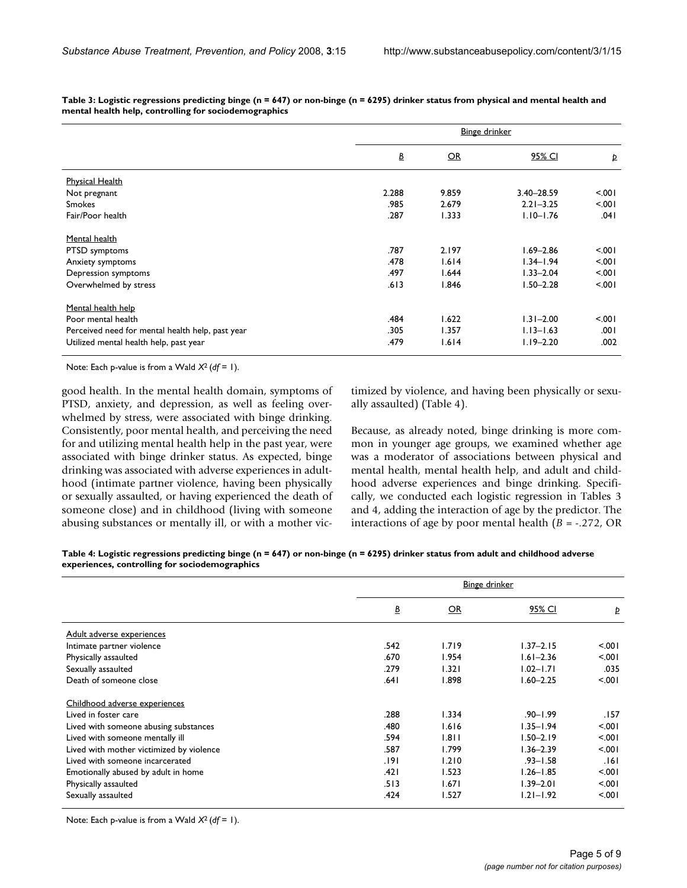**Table 3: Logistic regressions predicting binge (n = 647) or non-binge (n = 6295) drinker status from physical and mental health and mental health help, controlling for sociodemographics**

| | Binge drinker | | | |
|---|---|---|---|---|
| | *B* | OR | 95% CI | *p* |
| Physical Health | | | | |
| Not pregnant | 2.288 | 9.859 | 3.40–28.59 | <.001 |
| Smokes | .985 | 2.679 | 2.21–3.25 | <.001 |
| Fair/Poor health | .287 | 1.333 | 1.10–1.76 | .041 |
| Mental health | | | | |
| PTSD symptoms | .787 | 2.197 | 1.69–2.86 | <.001 |
| Anxiety symptoms | .478 | 1.614 | 1.34–1.94 | <.001 |
| Depression symptoms | .497 | 1.644 | 1.33–2.04 | <.001 |
| Overwhelmed by stress | .613 | 1.846 | 1.50–2.28 | <.001 |
| Mental health help | | | | |
| Poor mental health | .484 | 1.622 | 1.31–2.00 | <.001 |
| Perceived need for mental health help, past year | .305 | 1.357 | 1.13–1.63 | .001 |
| Utilized mental health help, past year | .479 | 1.614 | 1.19–2.20 | .002 |

Note: Each p-value is from a Wald $X^2$ ($df = 1$).

good health. In the mental health domain, symptoms of PTSD, anxiety, and depression, as well as feeling overwhelmed by stress, were associated with binge drinking. Consistently, poor mental health, and perceiving the need for and utilizing mental health help in the past year, were associated with binge drinker status. As expected, binge drinking was associated with adverse experiences in adulthood (intimate partner violence, having been physically or sexually assaulted, or having experienced the death of someone close) and in childhood (living with someone abusing substances or mentally ill, or with a mother victimized by violence, and having been physically or sexually assaulted) (Table 4).

Because, as already noted, binge drinking is more common in younger age groups, we examined whether age was a moderator of associations between physical and mental health, mental health help, and adult and childhood adverse experiences and binge drinking. Specifically, we conducted each logistic regression in Tables 3 and 4, adding the interaction of age by the predictor. The interactions of age by poor mental health ($B = -.272$, OR

**Table 4: Logistic regressions predicting binge (n = 647) or non-binge (n = 6295) drinker status from adult and childhood adverse experiences, controlling for sociodemographics**

| | Binge drinker | | | |
|---|---|---|---|---|
| | *B* | OR | 95% CI | *p* |
| Adult adverse experiences | | | | |
| Intimate partner violence | .542 | 1.719 | 1.37–2.15 | <.001 |
| Physically assaulted | .670 | 1.954 | 1.61–2.36 | <.001 |
| Sexually assaulted | .279 | 1.321 | 1.02–1.71 | .035 |
| Death of someone close | .641 | 1.898 | 1.60–2.25 | <.001 |
| Childhood adverse experiences | | | | |
| Lived in foster care | .288 | 1.334 | .90–1.99 | .157 |
| Lived with someone abusing substances | .480 | 1.616 | 1.35–1.94 | <.001 |
| Lived with someone mentally ill | .594 | 1.811 | 1.50–2.19 | <.001 |
| Lived with mother victimized by violence | .587 | 1.799 | 1.36–2.39 | <.001 |
| Lived with someone incarcerated | .191 | 1.210 | .93–1.58 | .161 |
| Emotionally abused by adult in home | .421 | 1.523 | 1.26–1.85 | <.001 |
| Physically assaulted | .513 | 1.671 | 1.39–2.01 | <.001 |
| Sexually assaulted | .424 | 1.527 | 1.21–1.92 | <.001 |

Note: Each p-value is from a Wald $X^2$ ($df = 1$).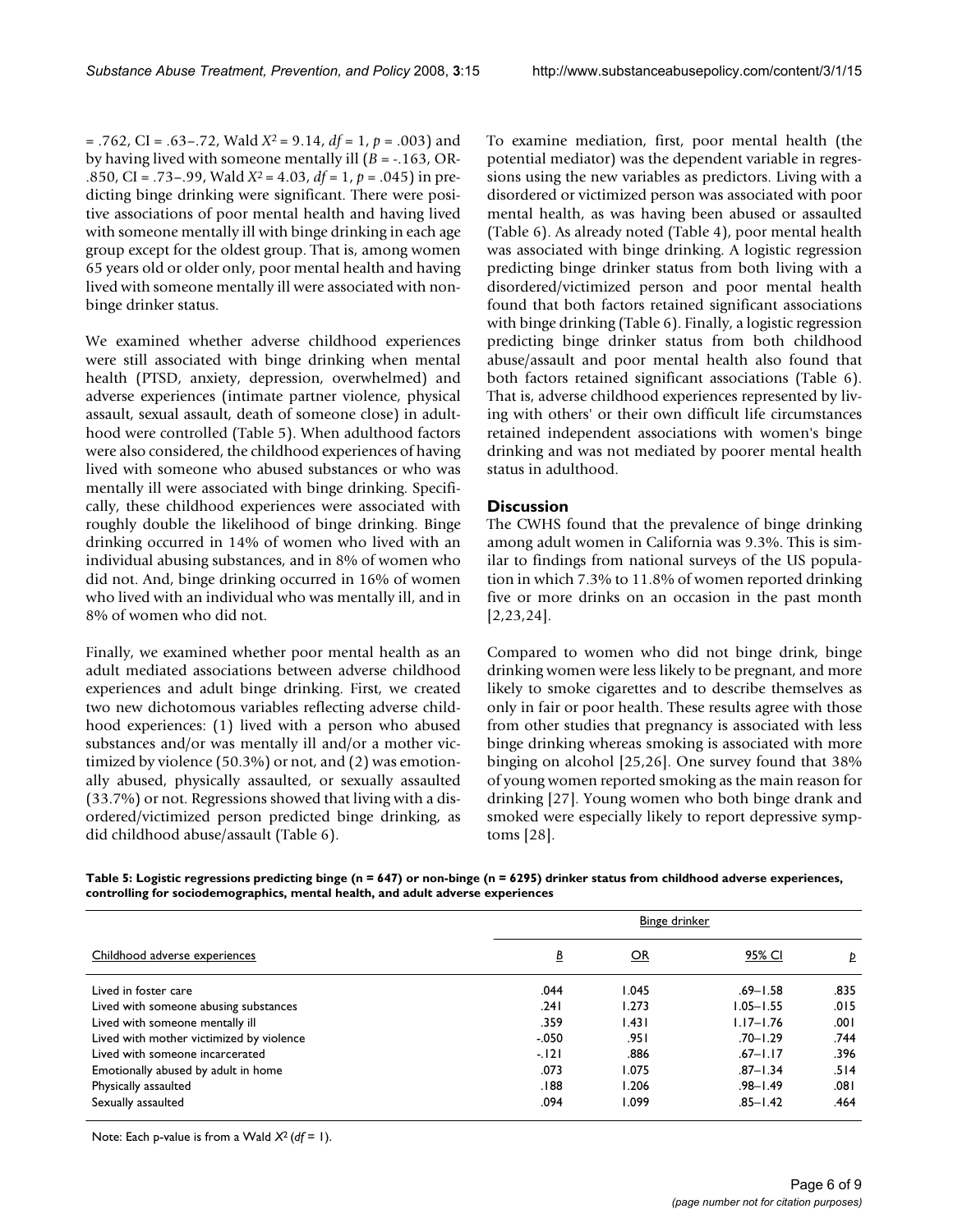= .762, CI = .63–.72, Wald $X^2 = 9.14$, $df = 1$, $p = .003$) and by having lived with someone mentally ill ($B = -.163$, OR-.850, CI = .73–.99, Wald $X^2 = 4.03$, $df = 1$, $p = .045$) in predicting binge drinking were significant. There were positive associations of poor mental health and having lived with someone mentally ill with binge drinking in each age group except for the oldest group. That is, among women 65 years old or older only, poor mental health and having lived with someone mentally ill were associated with non-binge drinker status.

We examined whether adverse childhood experiences were still associated with binge drinking when mental health (PTSD, anxiety, depression, overwhelmed) and adverse experiences (intimate partner violence, physical assault, sexual assault, death of someone close) in adulthood were controlled (Table 5). When adulthood factors were also considered, the childhood experiences of having lived with someone who abused substances or who was mentally ill were associated with binge drinking. Specifically, these childhood experiences were associated with roughly double the likelihood of binge drinking. Binge drinking occurred in 14% of women who lived with an individual abusing substances, and in 8% of women who did not. And, binge drinking occurred in 16% of women who lived with an individual who was mentally ill, and in 8% of women who did not.

Finally, we examined whether poor mental health as an adult mediated associations between adverse childhood experiences and adult binge drinking. First, we created two new dichotomous variables reflecting adverse childhood experiences: (1) lived with a person who abused substances and/or was mentally ill and/or a mother victimized by violence (50.3%) or not, and (2) was emotionally abused, physically assaulted, or sexually assaulted (33.7%) or not. Regressions showed that living with a disordered/victimized person predicted binge drinking, as did childhood abuse/assault (Table 6).

To examine mediation, first, poor mental health (the potential mediator) was the dependent variable in regressions using the new variables as predictors. Living with a disordered or victimized person was associated with poor mental health, as was having been abused or assaulted (Table 6). As already noted (Table 4), poor mental health was associated with binge drinking. A logistic regression predicting binge drinker status from both living with a disordered/victimized person and poor mental health found that both factors retained significant associations with binge drinking (Table 6). Finally, a logistic regression predicting binge drinker status from both childhood abuse/assault and poor mental health also found that both factors retained significant associations (Table 6). That is, adverse childhood experiences represented by living with others' or their own difficult life circumstances retained independent associations with women's binge drinking and was not mediated by poorer mental health status in adulthood.

## Discussion

The CWHS found that the prevalence of binge drinking among adult women in California was 9.3%. This is similar to findings from national surveys of the US population in which 7.3% to 11.8% of women reported drinking five or more drinks on an occasion in the past month [2,23,24].

Compared to women who did not binge drink, binge drinking women were less likely to be pregnant, and more likely to smoke cigarettes and to describe themselves as only in fair or poor health. These results agree with those from other studies that pregnancy is associated with less binge drinking whereas smoking is associated with more binging on alcohol [25,26]. One survey found that 38% of young women reported smoking as the main reason for drinking [27]. Young women who both binge drank and smoked were especially likely to report depressive symptoms [28].

**Table 5: Logistic regressions predicting binge (n = 647) or non-binge (n = 6295) drinker status from childhood adverse experiences, controlling for sociodemographics, mental health, and adult adverse experiences**

| | Binge drinker | | | |
|---|---|---|---|---|
| Childhood adverse experiences | *B* | OR | 95% CI | *p* |
| Lived in foster care | .044 | 1.045 | .69–1.58 | .835 |
| Lived with someone abusing substances | .241 | 1.273 | 1.05–1.55 | .015 |
| Lived with someone mentally ill | .359 | 1.431 | 1.17–1.76 | .001 |
| Lived with mother victimized by violence | -.050 | .951 | .70–1.29 | .744 |
| Lived with someone incarcerated | -.121 | .886 | .67–1.17 | .396 |
| Emotionally abused by adult in home | .073 | 1.075 | .87–1.34 | .514 |
| Physically assaulted | .188 | 1.206 | .98–1.49 | .081 |
| Sexually assaulted | .094 | 1.099 | .85–1.42 | .464 |

Note: Each p-value is from a Wald $X^2$ ($df = 1$).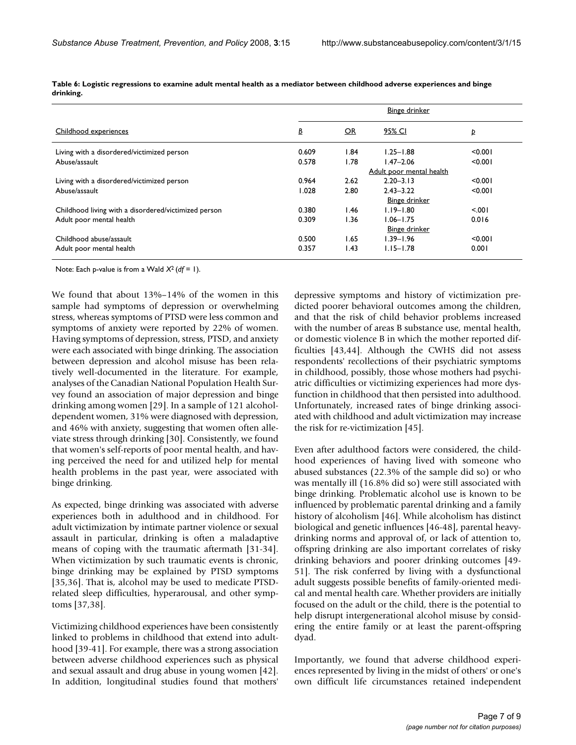**Table 6: Logistic regressions to examine adult mental health as a mediator between childhood adverse experiences and binge drinking.**

| Childhood experiences | Binge drinker | | | |
|---|---|---|---|---|
| | *B* | OR | 95% CI | *p* |
| Living with a disordered/victimized person | 0.609 | 1.84 | 1.25–1.88 | <0.001 |
| Abuse/assault | 0.578 | 1.78 | 1.47–2.06 | <0.001 |
| | | | Adult poor mental health | |
| Living with a disordered/victimized person | 0.964 | 2.62 | 2.20–3.13 | <0.001 |
| Abuse/assault | 1.028 | 2.80 | 2.43–3.22 | <0.001 |
| | | | Binge drinker | |
| Childhood living with a disordered/victimized person | 0.380 | 1.46 | 1.19–1.80 | <.001 |
| Adult poor mental health | 0.309 | 1.36 | 1.06–1.75 | 0.016 |
| | | | Binge drinker | |
| Childhood abuse/assault | 0.500 | 1.65 | 1.39–1.96 | <0.001 |
| Adult poor mental health | 0.357 | 1.43 | 1.15–1.78 | 0.001 |

Note: Each p-value is from a Wald $X^2$ (*df* = 1).

We found that about 13%–14% of the women in this sample had symptoms of depression or overwhelming stress, whereas symptoms of PTSD were less common and symptoms of anxiety were reported by 22% of women. Having symptoms of depression, stress, PTSD, and anxiety were each associated with binge drinking. The association between depression and alcohol misuse has been relatively well-documented in the literature. For example, analyses of the Canadian National Population Health Survey found an association of major depression and binge drinking among women [29]. In a sample of 121 alcohol-dependent women, 31% were diagnosed with depression, and 46% with anxiety, suggesting that women often alleviate stress through drinking [30]. Consistently, we found that women's self-reports of poor mental health, and having perceived the need for and utilized help for mental health problems in the past year, were associated with binge drinking.

As expected, binge drinking was associated with adverse experiences both in adulthood and in childhood. For adult victimization by intimate partner violence or sexual assault in particular, drinking is often a maladaptive means of coping with the traumatic aftermath [31-34]. When victimization by such traumatic events is chronic, binge drinking may be explained by PTSD symptoms [35,36]. That is, alcohol may be used to medicate PTSD-related sleep difficulties, hyperarousal, and other symptoms [37,38].

Victimizing childhood experiences have been consistently linked to problems in childhood that extend into adulthood [39-41]. For example, there was a strong association between adverse childhood experiences such as physical and sexual assault and drug abuse in young women [42]. In addition, longitudinal studies found that mothers' depressive symptoms and history of victimization predicted poorer behavioral outcomes among the children, and that the risk of child behavior problems increased with the number of areas B substance use, mental health, or domestic violence B in which the mother reported difficulties [43,44]. Although the CWHS did not assess respondents' recollections of their psychiatric symptoms in childhood, possibly, those whose mothers had psychiatric difficulties or victimizing experiences had more dysfunction in childhood that then persisted into adulthood. Unfortunately, increased rates of binge drinking associated with childhood and adult victimization may increase the risk for re-victimization [45].

Even after adulthood factors were considered, the childhood experiences of having lived with someone who abused substances (22.3% of the sample did so) or who was mentally ill (16.8% did so) were still associated with binge drinking. Problematic alcohol use is known to be influenced by problematic parental drinking and a family history of alcoholism [46]. While alcoholism has distinct biological and genetic influences [46-48], parental heavy-drinking norms and approval of, or lack of attention to, offspring drinking are also important correlates of risky drinking behaviors and poorer drinking outcomes [49-51]. The risk conferred by living with a dysfunctional adult suggests possible benefits of family-oriented medical and mental health care. Whether providers are initially focused on the adult or the child, there is the potential to help disrupt intergenerational alcohol misuse by considering the entire family or at least the parent-offspring dyad.

Importantly, we found that adverse childhood experiences represented by living in the midst of others' or one's own difficult life circumstances retained independent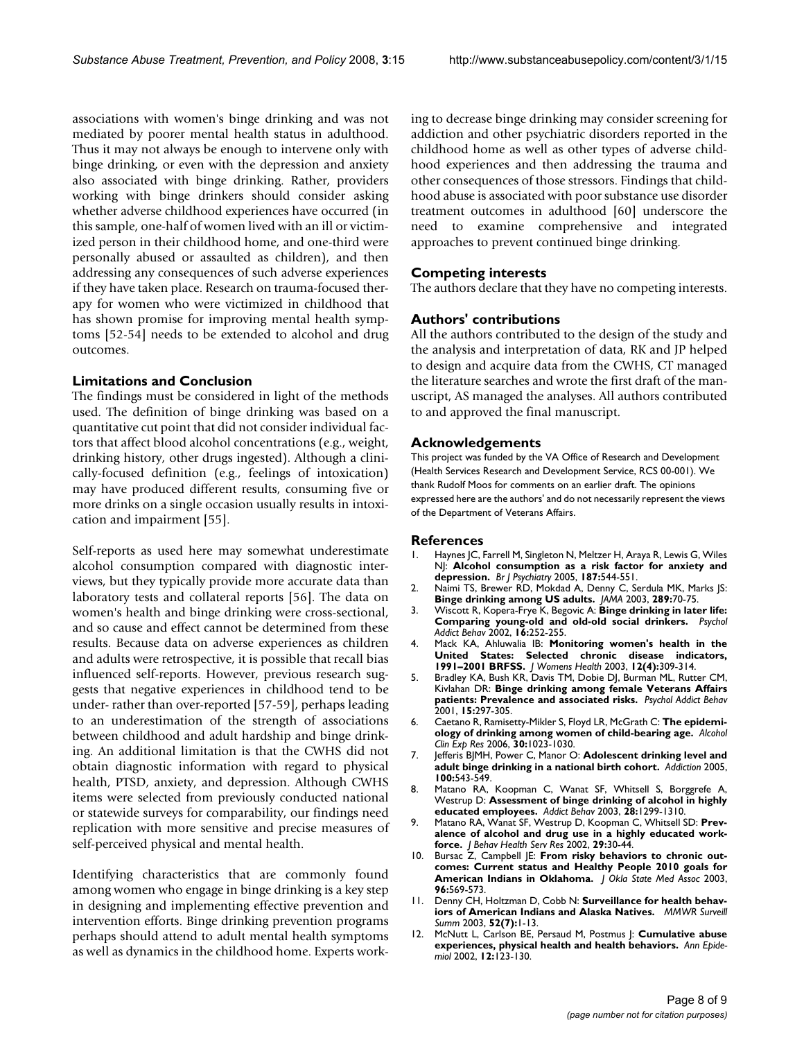associations with women's binge drinking and was not mediated by poorer mental health status in adulthood. Thus it may not always be enough to intervene only with binge drinking, or even with the depression and anxiety also associated with binge drinking. Rather, providers working with binge drinkers should consider asking whether adverse childhood experiences have occurred (in this sample, one-half of women lived with an ill or victimized person in their childhood home, and one-third were personally abused or assaulted as children), and then addressing any consequences of such adverse experiences if they have taken place. Research on trauma-focused therapy for women who were victimized in childhood that has shown promise for improving mental health symptoms [52-54] needs to be extended to alcohol and drug outcomes.

## Limitations and Conclusion

The findings must be considered in light of the methods used. The definition of binge drinking was based on a quantitative cut point that did not consider individual factors that affect blood alcohol concentrations (e.g., weight, drinking history, other drugs ingested). Although a clinically-focused definition (e.g., feelings of intoxication) may have produced different results, consuming five or more drinks on a single occasion usually results in intoxication and impairment [55].

Self-reports as used here may somewhat underestimate alcohol consumption compared with diagnostic interviews, but they typically provide more accurate data than laboratory tests and collateral reports [56]. The data on women's health and binge drinking were cross-sectional, and so cause and effect cannot be determined from these results. Because data on adverse experiences as children and adults were retrospective, it is possible that recall bias influenced self-reports. However, previous research suggests that negative experiences in childhood tend to be under- rather than over-reported [57-59], perhaps leading to an underestimation of the strength of associations between childhood and adult hardship and binge drinking. An additional limitation is that the CWHS did not obtain diagnostic information with regard to physical health, PTSD, anxiety, and depression. Although CWHS items were selected from previously conducted national or statewide surveys for comparability, our findings need replication with more sensitive and precise measures of self-perceived physical and mental health.

Identifying characteristics that are commonly found among women who engage in binge drinking is a key step in designing and implementing effective prevention and intervention efforts. Binge drinking prevention programs perhaps should attend to adult mental health symptoms as well as dynamics in the childhood home. Experts working to decrease binge drinking may consider screening for addiction and other psychiatric disorders reported in the childhood home as well as other types of adverse childhood experiences and then addressing the trauma and other consequences of those stressors. Findings that childhood abuse is associated with poor substance use disorder treatment outcomes in adulthood [60] underscore the need to examine comprehensive and integrated approaches to prevent continued binge drinking.

## Competing interests

The authors declare that they have no competing interests.

## Authors' contributions

All the authors contributed to the design of the study and the analysis and interpretation of data, RK and JP helped to design and acquire data from the CWHS, CT managed the literature searches and wrote the first draft of the manuscript, AS managed the analyses. All authors contributed to and approved the final manuscript.

## Acknowledgements

This project was funded by the VA Office of Research and Development (Health Services Research and Development Service, RCS 00-001). We thank Rudolf Moos for comments on an earlier draft. The opinions expressed here are the authors' and do not necessarily represent the views of the Department of Veterans Affairs.

## References

1. Haynes JC, Farrell M, Singleton N, Meltzer H, Araya R, Lewis G, Wiles NJ: **Alcohol consumption as a risk factor for anxiety and depression.** *Br J Psychiatry* 2005, **187:**544-551.
2. Naimi TS, Brewer RD, Mokdad A, Denny C, Serdula MK, Marks JS: **Binge drinking among US adults.** *JAMA* 2003, **289:**70-75.
3. Wiscott R, Kopera-Frye K, Begovic A: **Binge drinking in later life: Comparing young-old and old-old social drinkers.** *Psychol Addict Behav* 2002, **16:**252-255.
4. Mack KA, Ahluwalia IB: **Monitoring women's health in the United States: Selected chronic disease indicators, 1991–2001 BRFSS.** *J Womens Health* 2003, **12(4):**309-314.
5. Bradley KA, Bush KR, Davis TM, Dobie DJ, Burman ML, Rutter CM, Kivlahan DR: **Binge drinking among female Veterans Affairs patients: Prevalence and associated risks.** *Psychol Addict Behav* 2001, **15:**297-305.
6. Caetano R, Ramisetty-Mikler S, Floyd LR, McGrath C: **The epidemiology of drinking among women of child-bearing age.** *Alcohol Clin Exp Res* 2006, **30:**1023-1030.
7. Jefferis BJMH, Power C, Manor O: **Adolescent drinking level and adult binge drinking in a national birth cohort.** *Addiction* 2005, **100:**543-549.
8. Matano RA, Koopman C, Wanat SF, Whitsell S, Borggrefe A, Westrup D: **Assessment of binge drinking of alcohol in highly educated employees.** *Addict Behav* 2003, **28:**1299-1310.
9. Matano RA, Wanat SF, Westrup D, Koopman C, Whitsell SD: **Prevalence of alcohol and drug use in a highly educated workforce.** *J Behav Health Serv Res* 2002, **29:**30-44.
10. Bursac Z, Campbell JE: **From risky behaviors to chronic outcomes: Current status and Healthy People 2010 goals for American Indians in Oklahoma.** *J Okla State Med Assoc* 2003, **96:**569-573.
11. Denny CH, Holtzman D, Cobb N: **Surveillance for health behaviors of American Indians and Alaska Natives.** *MMWR Surveill Summ* 2003, **52(7):**1-13.
12. McNutt L, Carlson BE, Persaud M, Postmus J: **Cumulative abuse experiences, physical health and health behaviors.** *Ann Epidemiol* 2002, **12:**123-130.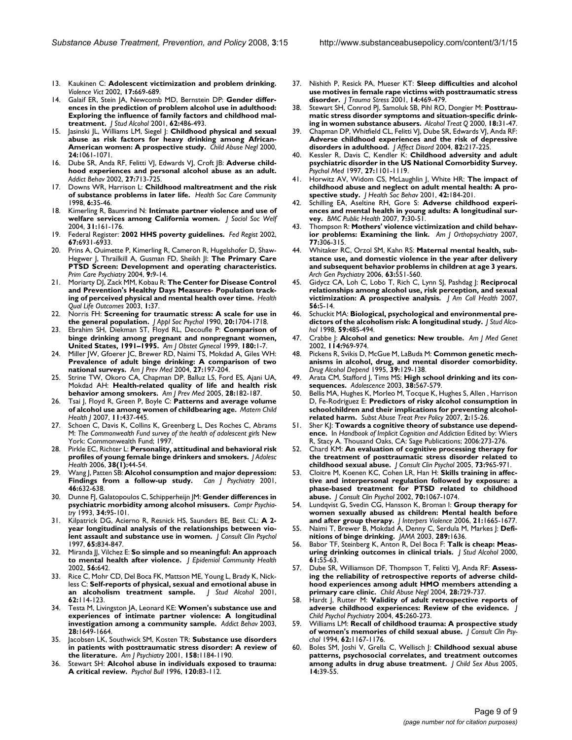13. Kaukinen C: **Adolescent victimization and problem drinking.** *Violence Vict* 2002, **17:**669-689.
14. Galaif ER, Stein JA, Newcomb MD, Bernstein DP: **Gender differences in the prediction of problem alcohol use in adulthood: Exploring the influence of family factors and childhood maltreatment.** *J Stud Alcohol* 2001, **62:**486-493.
15. Jasinski JL, Williams LM, Siegel J: **Childhood physical and sexual abuse as risk factors for heavy drinking among African-American women: A prospective study.** *Child Abuse Negl* 2000, **24:**1061-1071.
16. Dube SR, Anda RF, Felitti VJ, Edwards VJ, Croft JB: **Adverse childhood experiences and personal alcohol abuse as an adult.** *Addict Behav* 2002, **27:**713-725.
17. Downs WR, Harrison L: **Childhood maltreatment and the risk of substance problems in later life.** *Health Soc Care Community* 1998, **6:**35-46.
18. Kimerling R, Baumrind N: **Intimate partner violence and use of welfare services among California women.** *J Sociol Soc Welf* 2004, **31:**161-176.
19. Federal Register: **2002 HHS poverty guidelines.** *Fed Regist* 2002, **67:**6931-6933.
20. Prins A, Ouimette P, Kimerling R, Cameron R, Hugelshofer D, Shaw-Hegwer J, Thrailkill A, Gusman FD, Sheikh JI: **The Primary Care PTSD Screen: Development and operating characteristics.** *Prim Care Psychiatry* 2004, **9:**9-14.
21. Moriarty DJ, Zack MM, Kobau R: **The Center for Disease Control and Prevention's Healthy Days Measures- Population tracking of perceived physical and mental health over time.** *Health Qual Life Outcomes* 2003, **1:**37.
22. Norris FH: **Screening for traumatic stress: A scale for use in the general population.** *J Appl Soc Psychol* 1990, **20:**1704-1718.
23. Ebrahim SH, Diekman ST, Floyd RL, Decoufle P: **Comparison of binge drinking among pregnant and nonpregnant women, United States, 1991–1995.** *Am J Obstet Gynecol* 1999, **180:**1-7.
24. Miller JW, Gfoerer JC, Brewer RD, Naimi TS, Mokdad A, Giles WH: **Prevalence of adult binge drinking: A comparison of two national surveys.** *Am J Prev Med* 2004, **27:**197-204.
25. Strine TW, Okoro CA, Chapman DP, Balluz LS, Ford ES, Ajani UA, Mokdad AH: **Health-related quality of life and health risk behavior among smokers.** *Am J Prev Med* 2005, **28:**182-187.
26. Tsai J, Floyd R, Green P, Boyle C: **Patterns and average volume of alcohol use among women of childbearing age.** *Matern Child Health J* 2007, **11:**437-445.
27. Schoen C, Davis K, Collins K, Greenberg L, Des Roches C, Abrams M: *The Commonwealth Fund survey of the health of adolescent girls* New York: Commonwealth Fund; 1997.
28. Pirkle EC, Richter L: **Personality, attitudinal and behavioral risk profiles of young female binge drinkers and smokers.** *J Adolesc Health* 2006, **38(1):**44-54.
29. Wang J, Patten SB: **Alcohol consumption and major depression: Findings from a follow-up study.** *Can J Psychiatry* 2001, **46:**632-638.
30. Dunne FJ, Galatopoulos C, Schipperheijn JM: **Gender differences in psychiatric morbidity among alcohol misusers.** *Compr Psychiatry* 1993, **34:**95-101.
31. Kilpatrick DG, Acierno R, Resnick HS, Saunders BE, Best CL: **A 2-year longitudinal analysis of the relationships between violent assault and substance use in women.** *J Consult Clin Psychol* 1997, **65:**834-847.
32. Miranda JJ, Vilchez E: **So simple and so meaningful: An approach to mental health after violence.** *J Epidemiol Community Health* 2002, **56:**642.
33. Rice C, Mohr CD, Del Boca FK, Mattson ME, Young L, Brady K, Nickless C: **Self-reports of physical, sexual and emotional abuse in an alcoholism treatment sample.** *J Stud Alcohol* 2001, **62:**114-123.
34. Testa M, Livingston JA, Leonard KE: **Women's substance use and experiences of intimate partner violence: A longitudinal investigation among a community sample.** *Addict Behav* 2003, **28:**1649-1664.
35. Jacobsen LK, Southwick SM, Kosten TR: **Substance use disorders in patients with posttraumatic stress disorder: A review of the literature.** *Am J Psychiatry* 2001, **158:**1184-1190.
36. Stewart SH: **Alcohol abuse in individuals exposed to trauma: A critical review.** *Psychol Bull* 1996, **120:**83-112.
37. Nishith P, Resick PA, Mueser KT: **Sleep difficulties and alcohol use motives in female rape victims with posttraumatic stress disorder.** *J Trauma Stress* 2001, **14:**469-479.
38. Stewart SH, Conrod PJ, Samoluk SB, Pihl RO, Dongier M: **Posttraumatic stress disorder symptoms and situation-specific drinking in women substance abusers.** *Alcohol Treat Q* 2000, **18:**31-47.
39. Chapman DP, Whitfield CL, Felitti VJ, Dube SR, Edwards VJ, Anda RF: **Adverse childhood experiences and the risk of depressive disorders in adulthood.** *J Affect Disord* 2004, **82:**217-225.
40. Kessler R, Davis C, Kendler K: **Childhood adversity and adult psychiatric disorder in the US National Comorbidity Survey.** *Psychol Med* 1997, **27:**1101-1119.
41. Horwitz AV, Widom CS, McLaughlin J, White HR: **The impact of childhood abuse and neglect on adult mental health: A prospective study.** *J Health Soc Behav* 2001, **42:**184-201.
42. Schilling EA, Aseltine RH, Gore S: **Adverse childhood experiences and mental health in young adults: A longitudinal survey.** *BMC Public Health* 2007, **7:**30-51.
43. Thompson R: **Mothers' violence victimization and child behavior problems: Examining the link.** *Am J Orthopsychiatry* 2007, **77:**306-315.
44. Whitaker RC, Orzol SM, Kahn RS: **Maternal mental health, substance use, and domestic violence in the year after delivery and subsequent behavior problems in children at age 3 years.** *Arch Gen Psychiatry* 2006, **63:**551-560.
45. Gidycz CA, Loh C, Lobo T, Rich C, Lynn SJ, Pashdag J: **Reciprocal relationships among alcohol use, risk perception, and sexual victimization: A prospective analysis.** *J Am Coll Health* 2007, **56:**5-14.
46. Schuckit MA: **Biological, psychological and environmental predictors of the alcoholism risk: A longitudinal study.** *J Stud Alcohol* 1998, **59:**485-494.
47. Crabbe J: **Alcohol and genetics: New trouble.** *Am J Med Genet* 2002, **114:**969-974.
48. Pickens R, Svikis D, McGue M, LaBuda M: **Common genetic mechanisms in alcohol, drug, and mental disorder comorbidity.** *Drug Alcohol Depend* 1995, **39:**129-138.
49. Arata CM, Stafford J, Tims MS: **High school drinking and its consequences.** *Adolescence* 2003, **38:**567-579.
50. Bellis MA, Hughes K, Morleo M, Tocque K, Hughes S, Allen , Harrison D, Fe-Rodriguez E: **Predictors of risky alcohol consumption in schoolchildren and their implications for preventing alcohol-related harm.** *Subst Abuse Treat Prev Policy* 2007, **2:**15-26.
51. Sher KJ: **Towards a cognitive theory of substance use dependence.** In *Handbook of Implicit Cognition and Addiction* Edited by: Wiers R, Stacy A. Thousand Oaks, CA: Sage Publications; 2006:273-276.
52. Chard KM: **An evaluation of cognitive processing therapy for the treatment of posttraumatic stress disorder related to childhood sexual abuse.** *J Consult Clin Psychol* 2005, **73:**965-971.
53. Cloitre M, Koenen KC, Cohen LR, Han H: **Skills training in affective and interpersonal regulation followed by exposure: a phase-based treatment for PTSD related to childhood abuse.** *J Consult Clin Psychol* 2002, **70:**1067-1074.
54. Lundqvist G, Svedin CG, Hansson K, Broman I: **Group therapy for women sexually abused as children: Mental health before and after group therapy.** *J Interpers Violence* 2006, **21:**1665-1677.
55. Naimi T, Brewer B, Mokdad A, Denny C, Serdula M, Markes J: **Definitions of binge drinking.** *JAMA* 2003, **289:**1636.
56. Babor TF, Steinberg K, Anton R, Del Boca F: **Talk is cheap: Measuring drinking outcomes in clinical trials.** *J Stud Alcohol* 2000, **61:**55-63.
57. Dube SR, Williamson DF, Thompson T, Felitti VJ, Anda RF: **Assessing the reliability of retrospective reports of adverse childhood experiences among adult HMO members attending a primary care clinic.** *Child Abuse Negl* 2004, **28:**729-737.
58. Hardt J, Rutter M: **Validity of adult retrospective reports of adverse childhood experiences: Review of the evidence.** *J Child Psychol Psychiatry* 2004, **45:**260-273.
59. Williams LM: **Recall of childhood trauma: A prospective study of women's memories of child sexual abuse.** *J Consult Clin Psychol* 1994, **62:**1167-1176.
60. Boles SM, Joshi V, Grella C, Wellisch J: **Childhood sexual abuse patterns, psychosocial correlates, and treatment outcomes among adults in drug abuse treatment.** *J Child Sex Abus* 2005, **14:**39-55.